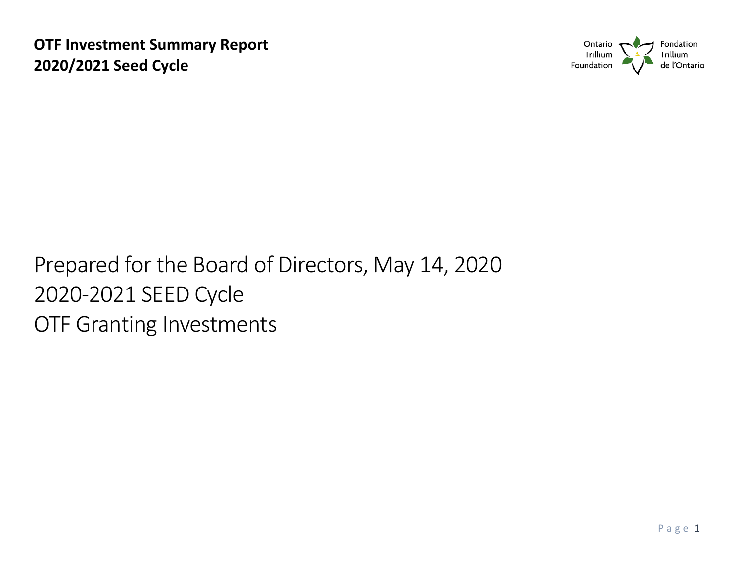**OTF Investment Summary Report**
**2020/2021 Seed Cycle**

Ontario Trillium Foundation | Fondation Trillium de l'Ontario

Prepared for the Board of Directors, May 14, 2020
2020-2021 SEED Cycle
OTF Granting Investments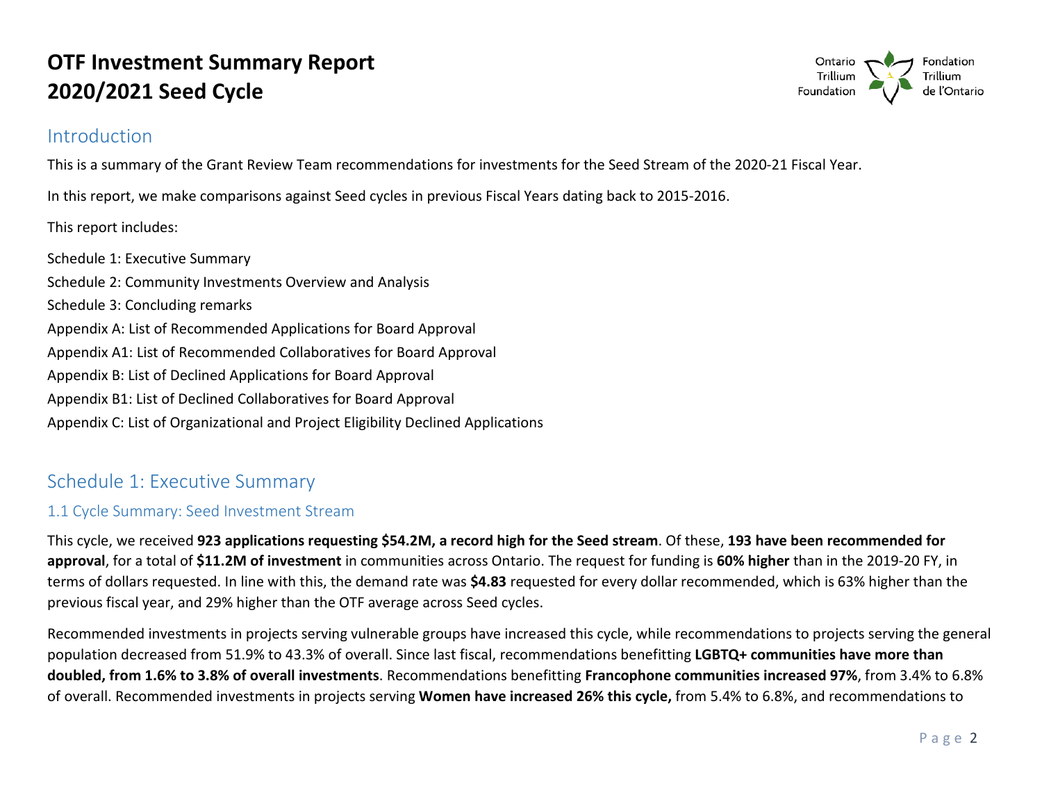# OTF Investment Summary Report 2020/2021 Seed Cycle

## Introduction

This is a summary of the Grant Review Team recommendations for investments for the Seed Stream of the 2020-21 Fiscal Year.

In this report, we make comparisons against Seed cycles in previous Fiscal Years dating back to 2015-2016.

This report includes:

Schedule 1: Executive Summary
Schedule 2: Community Investments Overview and Analysis
Schedule 3: Concluding remarks
Appendix A: List of Recommended Applications for Board Approval
Appendix A1: List of Recommended Collaboratives for Board Approval
Appendix B: List of Declined Applications for Board Approval
Appendix B1: List of Declined Collaboratives for Board Approval
Appendix C: List of Organizational and Project Eligibility Declined Applications

## Schedule 1: Executive Summary

### 1.1 Cycle Summary: Seed Investment Stream

This cycle, we received **923 applications requesting $54.2M, a record high for the Seed stream**. Of these, **193 have been recommended for approval**, for a total of **$11.2M of investment** in communities across Ontario. The request for funding is **60% higher** than in the 2019-20 FY, in terms of dollars requested. In line with this, the demand rate was **$4.83** requested for every dollar recommended, which is 63% higher than the previous fiscal year, and 29% higher than the OTF average across Seed cycles.

Recommended investments in projects serving vulnerable groups have increased this cycle, while recommendations to projects serving the general population decreased from 51.9% to 43.3% of overall. Since last fiscal, recommendations benefitting **LGBTQ+ communities have more than doubled, from 1.6% to 3.8% of overall investments**. Recommendations benefitting **Francophone communities increased 97%**, from 3.4% to 6.8% of overall. Recommended investments in projects serving **Women have increased 26% this cycle,** from 5.4% to 6.8%, and recommendations to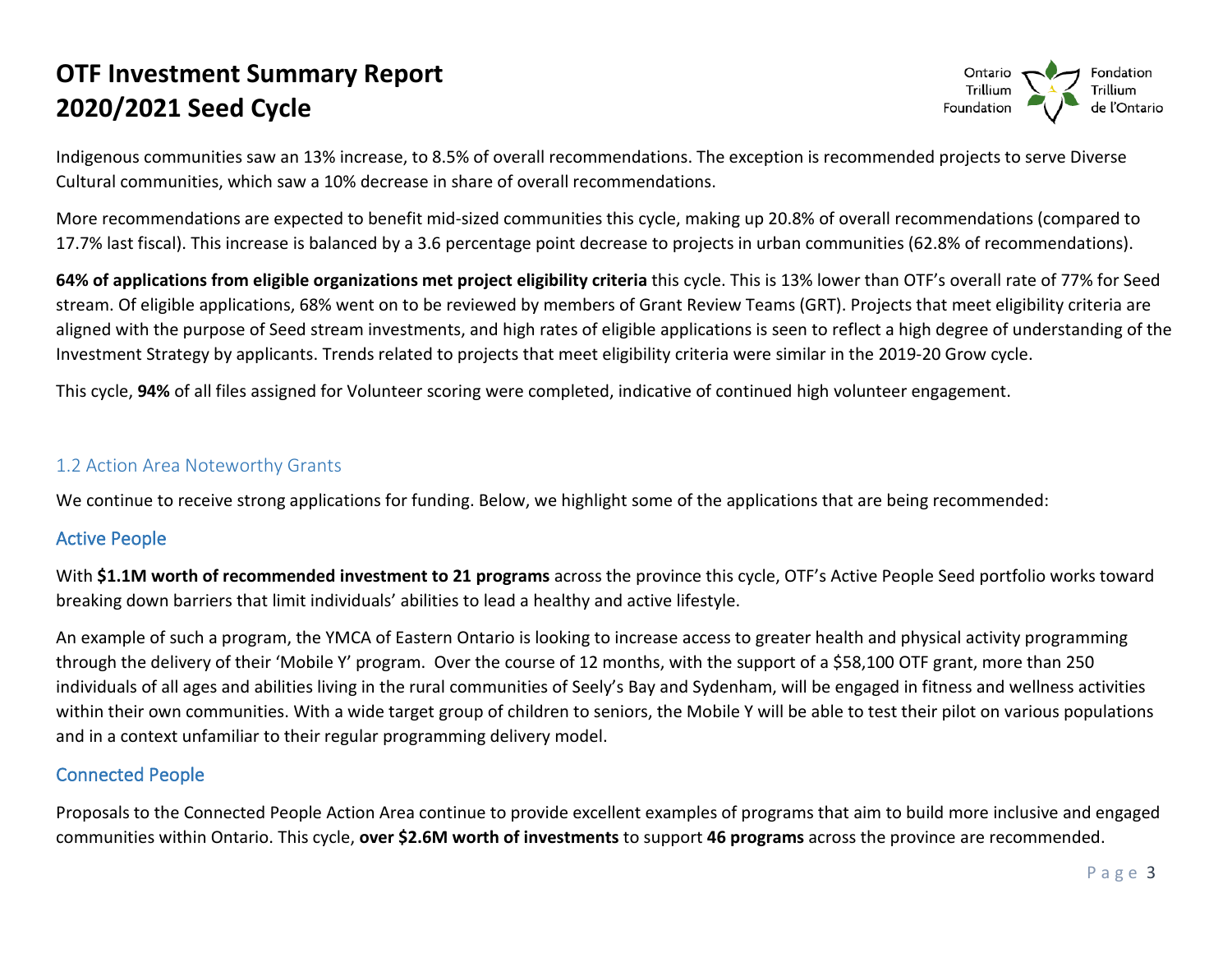Indigenous communities saw an 13% increase, to 8.5% of overall recommendations. The exception is recommended projects to serve Diverse Cultural communities, which saw a 10% decrease in share of overall recommendations.

More recommendations are expected to benefit mid-sized communities this cycle, making up 20.8% of overall recommendations (compared to 17.7% last fiscal). This increase is balanced by a 3.6 percentage point decrease to projects in urban communities (62.8% of recommendations).

**64% of applications from eligible organizations met project eligibility criteria** this cycle. This is 13% lower than OTF's overall rate of 77% for Seed stream. Of eligible applications, 68% went on to be reviewed by members of Grant Review Teams (GRT). Projects that meet eligibility criteria are aligned with the purpose of Seed stream investments, and high rates of eligible applications is seen to reflect a high degree of understanding of the Investment Strategy by applicants. Trends related to projects that meet eligibility criteria were similar in the 2019-20 Grow cycle.

This cycle, **94%** of all files assigned for Volunteer scoring were completed, indicative of continued high volunteer engagement.

## 1.2 Action Area Noteworthy Grants

We continue to receive strong applications for funding. Below, we highlight some of the applications that are being recommended:

### Active People

With **$1.1M worth of recommended investment to 21 programs** across the province this cycle, OTF's Active People Seed portfolio works toward breaking down barriers that limit individuals' abilities to lead a healthy and active lifestyle.

An example of such a program, the YMCA of Eastern Ontario is looking to increase access to greater health and physical activity programming through the delivery of their 'Mobile Y' program. Over the course of 12 months, with the support of a $58,100 OTF grant, more than 250 individuals of all ages and abilities living in the rural communities of Seely's Bay and Sydenham, will be engaged in fitness and wellness activities within their own communities. With a wide target group of children to seniors, the Mobile Y will be able to test their pilot on various populations and in a context unfamiliar to their regular programming delivery model.

### Connected People

Proposals to the Connected People Action Area continue to provide excellent examples of programs that aim to build more inclusive and engaged communities within Ontario. This cycle, **over $2.6M worth of investments** to support **46 programs** across the province are recommended.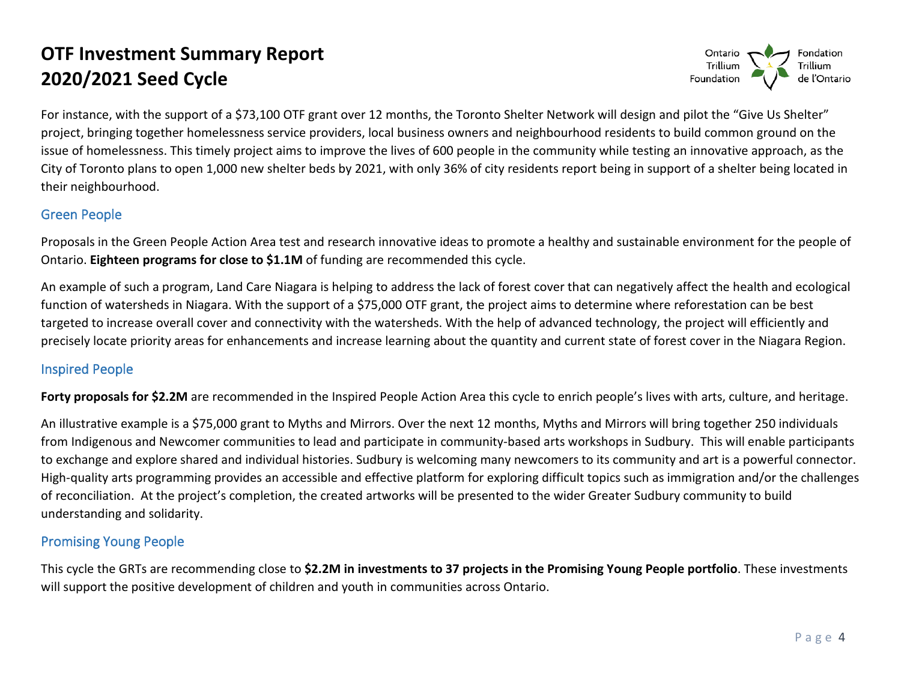For instance, with the support of a $73,100 OTF grant over 12 months, the Toronto Shelter Network will design and pilot the "Give Us Shelter" project, bringing together homelessness service providers, local business owners and neighbourhood residents to build common ground on the issue of homelessness. This timely project aims to improve the lives of 600 people in the community while testing an innovative approach, as the City of Toronto plans to open 1,000 new shelter beds by 2021, with only 36% of city residents report being in support of a shelter being located in their neighbourhood.

## Green People

Proposals in the Green People Action Area test and research innovative ideas to promote a healthy and sustainable environment for the people of Ontario. **Eighteen programs for close to $1.1M** of funding are recommended this cycle.

An example of such a program, Land Care Niagara is helping to address the lack of forest cover that can negatively affect the health and ecological function of watersheds in Niagara. With the support of a $75,000 OTF grant, the project aims to determine where reforestation can be best targeted to increase overall cover and connectivity with the watersheds. With the help of advanced technology, the project will efficiently and precisely locate priority areas for enhancements and increase learning about the quantity and current state of forest cover in the Niagara Region.

## Inspired People

**Forty proposals for $2.2M** are recommended in the Inspired People Action Area this cycle to enrich people's lives with arts, culture, and heritage.

An illustrative example is a $75,000 grant to Myths and Mirrors. Over the next 12 months, Myths and Mirrors will bring together 250 individuals from Indigenous and Newcomer communities to lead and participate in community-based arts workshops in Sudbury. This will enable participants to exchange and explore shared and individual histories. Sudbury is welcoming many newcomers to its community and art is a powerful connector. High-quality arts programming provides an accessible and effective platform for exploring difficult topics such as immigration and/or the challenges of reconciliation. At the project's completion, the created artworks will be presented to the wider Greater Sudbury community to build understanding and solidarity.

## Promising Young People

This cycle the GRTs are recommending close to **$2.2M in investments to 37 projects in the Promising Young People portfolio**. These investments will support the positive development of children and youth in communities across Ontario.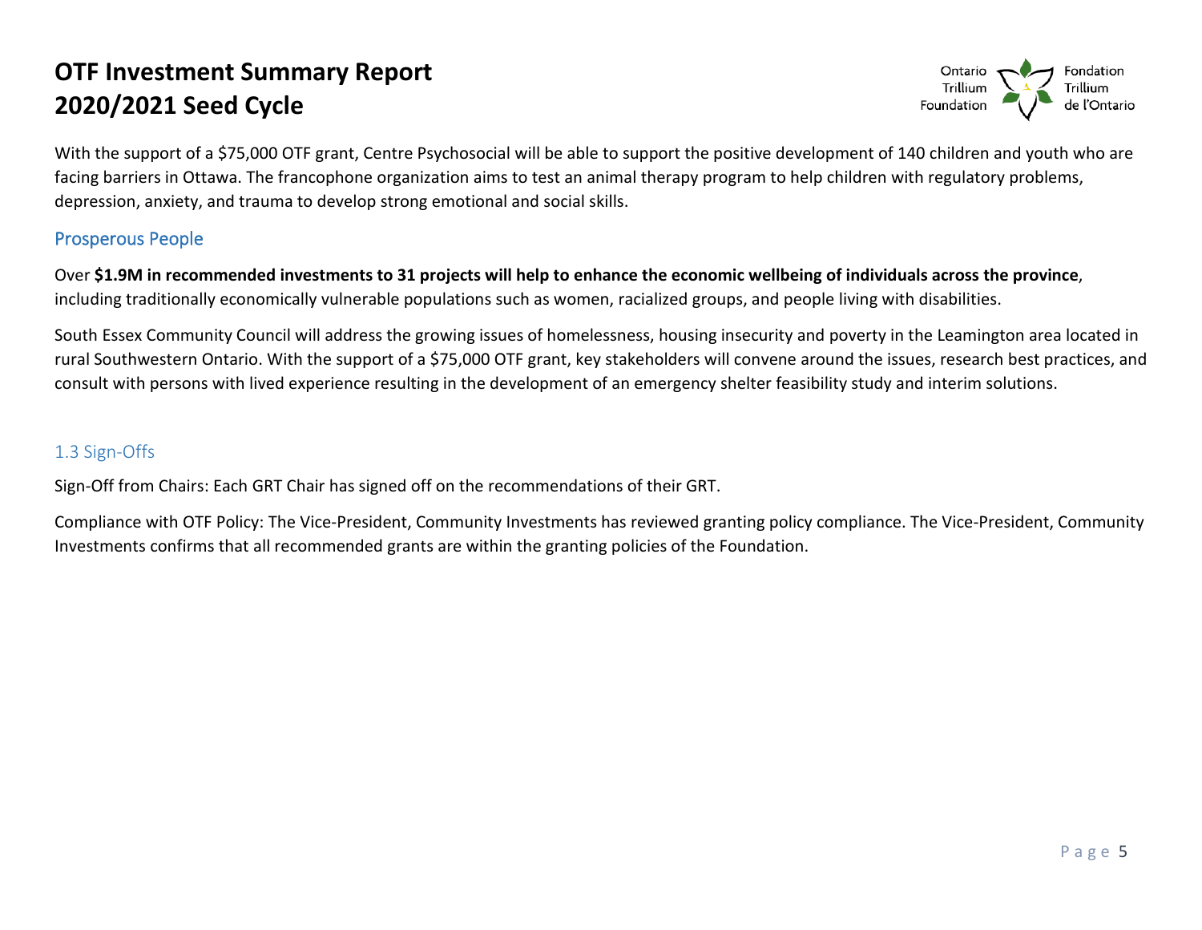With the support of a $75,000 OTF grant, Centre Psychosocial will be able to support the positive development of 140 children and youth who are facing barriers in Ottawa. The francophone organization aims to test an animal therapy program to help children with regulatory problems, depression, anxiety, and trauma to develop strong emotional and social skills.

### Prosperous People

Over **$1.9M in recommended investments to 31 projects will help to enhance the economic wellbeing of individuals across the province**, including traditionally economically vulnerable populations such as women, racialized groups, and people living with disabilities.

South Essex Community Council will address the growing issues of homelessness, housing insecurity and poverty in the Leamington area located in rural Southwestern Ontario. With the support of a $75,000 OTF grant, key stakeholders will convene around the issues, research best practices, and consult with persons with lived experience resulting in the development of an emergency shelter feasibility study and interim solutions.

## 1.3 Sign-Offs

Sign-Off from Chairs: Each GRT Chair has signed off on the recommendations of their GRT.

Compliance with OTF Policy: The Vice-President, Community Investments has reviewed granting policy compliance. The Vice-President, Community Investments confirms that all recommended grants are within the granting policies of the Foundation.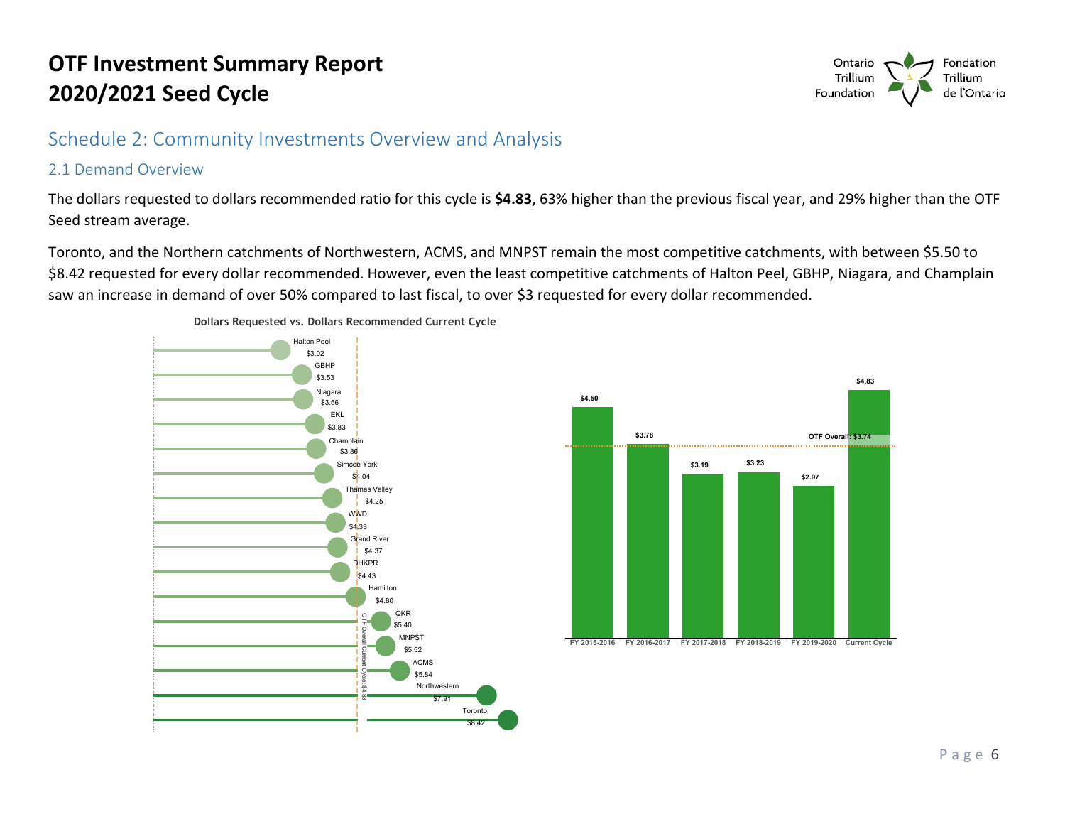# OTF Investment Summary Report 2020/2021 Seed Cycle

## Schedule 2: Community Investments Overview and Analysis

### 2.1 Demand Overview

The dollars requested to dollars recommended ratio for this cycle is **$4.83**, 63% higher than the previous fiscal year, and 29% higher than the OTF Seed stream average.

Toronto, and the Northern catchments of Northwestern, ACMS, and MNPST remain the most competitive catchments, with between $5.50 to $8.42 requested for every dollar recommended. However, even the least competitive catchments of Halton Peel, GBHP, Niagara, and Champlain saw an increase in demand of over 50% compared to last fiscal, to over $3 requested for every dollar recommended.

**Dollars Requested vs. Dollars Recommended Current Cycle**

| Catchment | Ratio |
|---|---|
| Halton Peel | $3.02 |
| GBHP | $3.53 |
| Niagara | $3.56 |
| EKL | $3.83 |
| Champlain | $3.86 |
| Simcoe York | $4.04 |
| Thames Valley | $4.25 |
| WWD | $4.33 |
| Grand River | $4.37 |
| DHKPR | $4.43 |
| Hamilton | $4.80 |
| QKR | $5.40 |
| MNPST | $5.52 |
| ACMS | $5.84 |
| Northwestern | $7.91 |
| Toronto | $8.42 |

OTF Overall Current Cycle: $4.83

| Fiscal Year | Ratio |
|---|---|
| FY 2015-2016 | $4.50 |
| FY 2016-2017 | $3.78 |
| FY 2017-2018 | $3.19 |
| FY 2018-2019 | $3.23 |
| FY 2019-2020 | $2.97 |
| Current Cycle | $4.83 |

OTF Overall: $3.74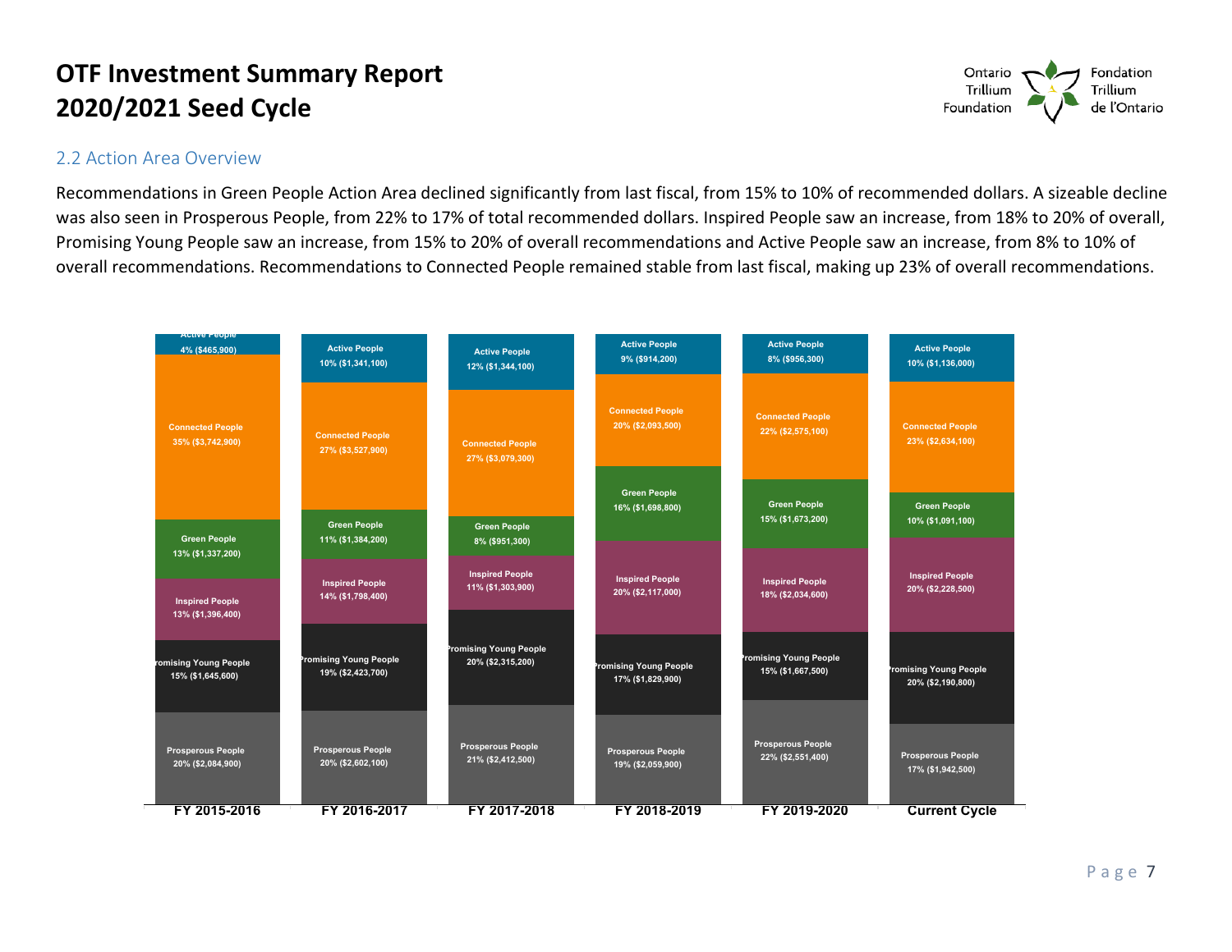# OTF Investment Summary Report 2020/2021 Seed Cycle

## 2.2 Action Area Overview

Recommendations in Green People Action Area declined significantly from last fiscal, from 15% to 10% of recommended dollars. A sizeable decline was also seen in Prosperous People, from 22% to 17% of total recommended dollars. Inspired People saw an increase, from 18% to 20% of overall, Promising Young People saw an increase, from 15% to 20% of overall recommendations and Active People saw an increase, from 8% to 10% of overall recommendations. Recommendations to Connected People remained stable from last fiscal, making up 23% of overall recommendations.

| Action Area | FY 2015-2016 | FY 2016-2017 | FY 2017-2018 | FY 2018-2019 | FY 2019-2020 | Current Cycle |
|---|---|---|---|---|---|---|
| Active People | 4% ($465,900) | 10% ($1,341,100) | 12% ($1,344,100) | 9% ($914,200) | 8% ($956,300) | 10% ($1,136,000) |
| Connected People | 35% ($3,742,900) | 27% ($3,527,900) | 27% ($3,079,300) | 20% ($2,093,500) | 22% ($2,575,100) | 23% ($2,634,100) |
| Green People | 13% ($1,337,200) | 11% ($1,384,200) | 8% ($951,300) | 16% ($1,698,800) | 15% ($1,673,200) | 10% ($1,091,100) |
| Inspired People | 13% ($1,396,400) | 14% ($1,798,400) | 11% ($1,303,900) | 20% ($2,117,000) | 18% ($2,034,600) | 20% ($2,228,500) |
| Promising Young People | 15% ($1,645,600) | 19% ($2,423,700) | 20% ($2,315,200) | 17% ($1,829,900) | 15% ($1,667,500) | 20% ($2,190,800) |
| Prosperous People | 20% ($2,084,900) | 20% ($2,602,100) | 21% ($2,412,500) | 19% ($2,059,900) | 22% ($2,551,400) | 17% ($1,942,500) |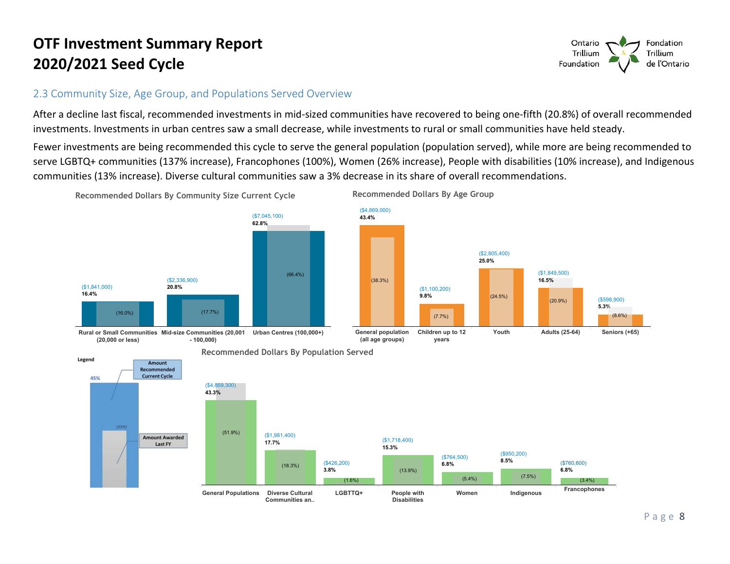# OTF Investment Summary Report 2020/2021 Seed Cycle

## 2.3 Community Size, Age Group, and Populations Served Overview

After a decline last fiscal, recommended investments in mid-sized communities have recovered to being one-fifth (20.8%) of overall recommended investments. Investments in urban centres saw a small decrease, while investments to rural or small communities have held steady.

Fewer investments are being recommended this cycle to serve the general population (population served), while more are being recommended to serve LGBTQ+ communities (137% increase), Francophones (100%), Women (26% increase), People with disabilities (10% increase), and Indigenous communities (13% increase). Diverse cultural communities saw a 3% decrease in its share of overall recommendations.

**Recommended Dollars By Community Size Current Cycle**

| Community Size | Amount Recommended Current Cycle | Share Current Cycle | Amount Awarded Last FY |
|---|---|---|---|
| Rural or Small Communities (20,000 or less) | ($1,841,000) | 16.4% | (16.0%) |
| Mid-size Communities (20,001 - 100,000) | ($2,336,900) | 20.8% | (17.7%) |
| Urban Centres (100,000+) | ($7,045,100) | 62.8% | (66.4%) |

**Recommended Dollars By Age Group**

| Age Group | Amount Recommended Current Cycle | Share Current Cycle | Amount Awarded Last FY |
|---|---|---|---|
| General population (all age groups) | ($4,869,000) | 43.4% | (38.3%) |
| Children up to 12 years | ($1,100,200) | 9.8% | (7.7%) |
| Youth | ($2,805,400) | 25.0% | (24.5%) |
| Adults (25-64) | ($1,849,500) | 16.5% | (20.9%) |
| Seniors (+65) | ($598,900) | 5.3% | (8.6%) |

**Recommended Dollars By Population Served**

| Population Served | Amount Recommended Current Cycle | Share Current Cycle | Amount Awarded Last FY |
|---|---|---|---|
| General Populations | ($4,859,300) | 43.3% | (51.9%) |
| Diverse Cultural Communities an.. | ($1,981,400) | 17.7% | (18.3%) |
| LGBTQ+ | ($426,200) | 3.8% | (1.6%) |
| People with Disabilities | ($1,718,400) | 15.3% | (13.9%) |
| Women | ($764,500) | 6.8% | (5.4%) |
| Indigenous | ($950,200) | 8.5% | (7.5%) |
| Francophones | ($760,600) | 6.8% | (3.4%) |

Legend: Amount Recommended Current Cycle (e.g., 45%); Amount Awarded Last FY (e.g., (25%))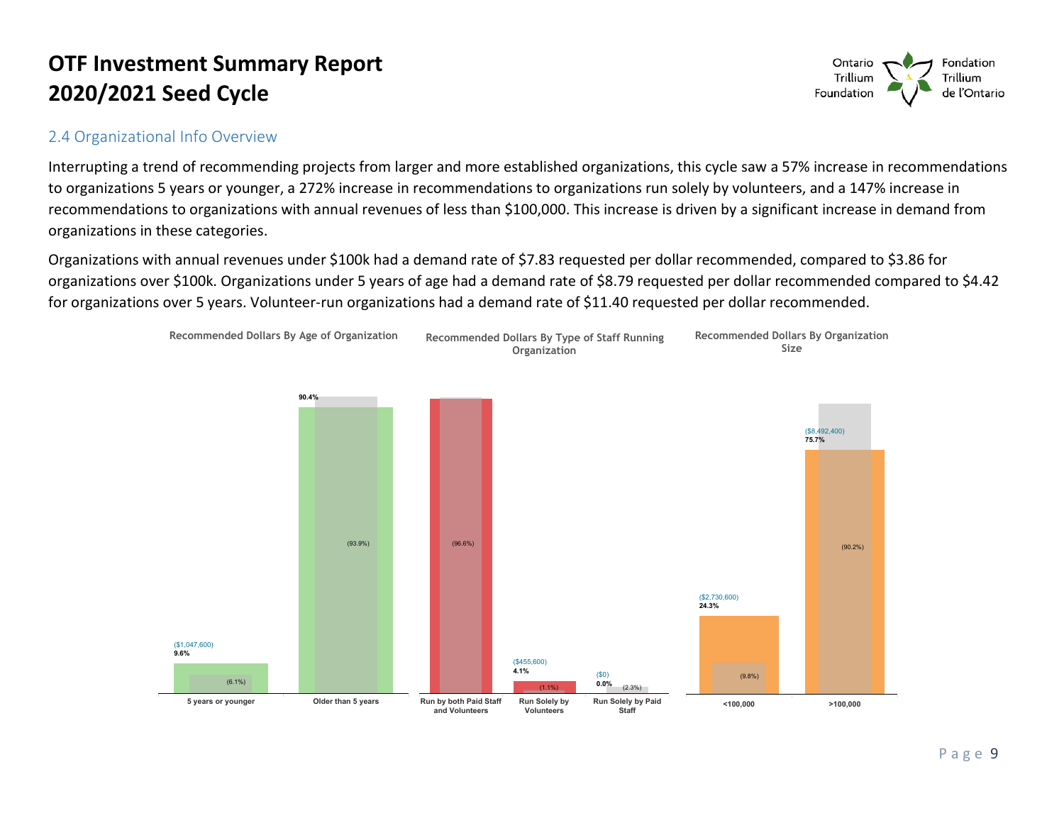# OTF Investment Summary Report
# 2020/2021 Seed Cycle

## 2.4 Organizational Info Overview

Interrupting a trend of recommending projects from larger and more established organizations, this cycle saw a 57% increase in recommendations to organizations 5 years or younger, a 272% increase in recommendations to organizations run solely by volunteers, and a 147% increase in recommendations to organizations with annual revenues of less than $100,000. This increase is driven by a significant increase in demand from organizations in these categories.

Organizations with annual revenues under $100k had a demand rate of $7.83 requested per dollar recommended, compared to $3.86 for organizations over $100k. Organizations under 5 years of age had a demand rate of $8.79 requested per dollar recommended compared to $4.42 for organizations over 5 years. Volunteer-run organizations had a demand rate of $11.40 requested per dollar recommended.

**Recommended Dollars By Age of Organization**

| Category | Recommended Dollars | % | (Comparison %) |
|---|---|---|---|
| 5 years or younger | ($1,047,600) | 9.6% | (6.1%) |
| Older than 5 years | | 90.4% | (93.9%) |

**Recommended Dollars By Type of Staff Running Organization**

| Category | Recommended Dollars | % | (Comparison %) |
|---|---|---|---|
| Run by both Paid Staff and Volunteers | | | (96.6%) |
| Run Solely by Volunteers | ($455,600) | 4.1% | (1.1%) |
| Run Solely by Paid Staff | ($0) | 0.0% | (2.3%) |

**Recommended Dollars By Organization Size**

| Category | Recommended Dollars | % | (Comparison %) |
|---|---|---|---|
| <100,000 | ($2,730,600) | 24.3% | (9.8%) |
| >100,000 | ($8,492,400) | 75.7% | (90.2%) |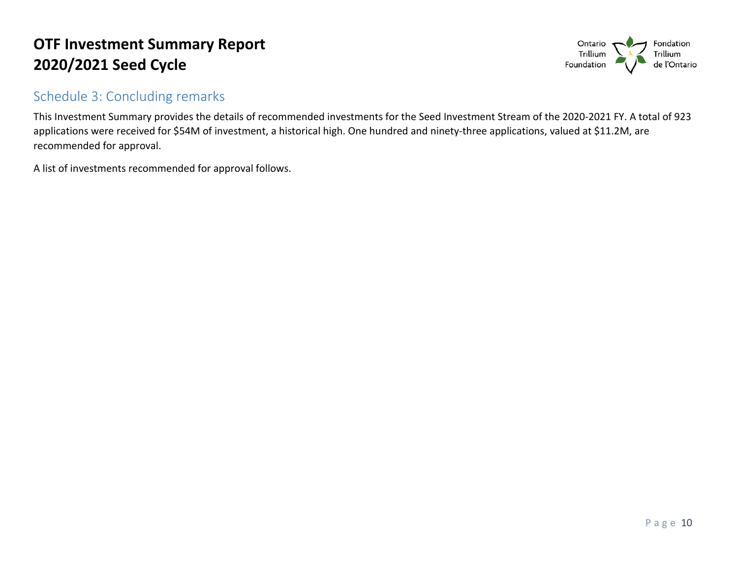# OTF Investment Summary Report 2020/2021 Seed Cycle

## Schedule 3: Concluding remarks

This Investment Summary provides the details of recommended investments for the Seed Investment Stream of the 2020-2021 FY. A total of 923 applications were received for $54M of investment, a historical high. One hundred and ninety-three applications, valued at $11.2M, are recommended for approval.

A list of investments recommended for approval follows.